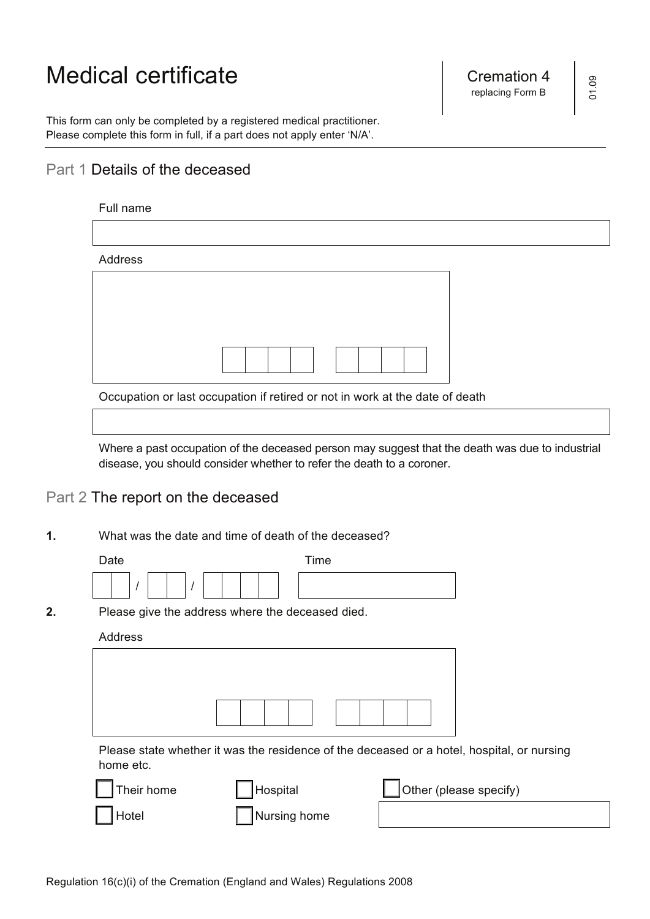# Medical certificate

Cremation 4
replacing Form B

01.09

This form can only be completed by a registered medical practitioner.
Please complete this form in full, if a part does not apply enter 'N/A'.

## Part 1 Details of the deceased

Full name

Address

Occupation or last occupation if retired or not in work at the date of death

Where a past occupation of the deceased person may suggest that the death was due to industrial disease, you should consider whether to refer the death to a coroner.

## Part 2 The report on the deceased

**1.** What was the date and time of death of the deceased?

Date &nbsp;&nbsp; / &nbsp;&nbsp; / &nbsp;&nbsp;&nbsp;&nbsp; Time

**2.** Please give the address where the deceased died.

Address

Please state whether it was the residence of the deceased or a hotel, hospital, or nursing home etc.

☐ Their home &nbsp;&nbsp; ☐ Hospital &nbsp;&nbsp; ☐ Other (please specify)

☐ Hotel &nbsp;&nbsp; ☐ Nursing home

Regulation 16(c)(i) of the Cremation (England and Wales) Regulations 2008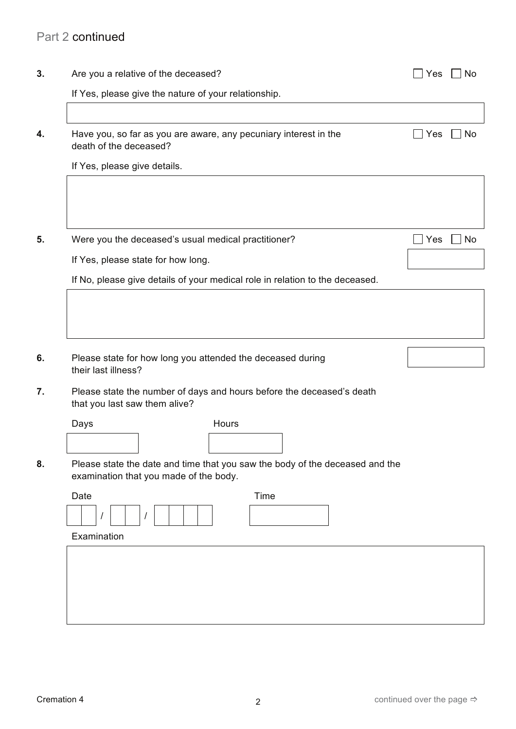## Part 2 continued

**3.** Are you a relative of the deceased? ☐ Yes ☐ No

If Yes, please give the nature of your relationship.

**4.** Have you, so far as you are aware, any pecuniary interest in the death of the deceased? ☐ Yes ☐ No

If Yes, please give details.

**5.** Were you the deceased's usual medical practitioner? ☐ Yes ☐ No

If Yes, please state for how long.

If No, please give details of your medical role in relation to the deceased.

**6.** Please state for how long you attended the deceased during their last illness?

**7.** Please state the number of days and hours before the deceased's death that you last saw them alive?

Days

Hours

**8.** Please state the date and time that you saw the body of the deceased and the examination that you made of the body.

Date \_\_ \_\_ / \_\_ \_\_ / \_\_ \_\_ \_\_ \_\_

Time

Examination

Cremation 4

continued over the page ⇨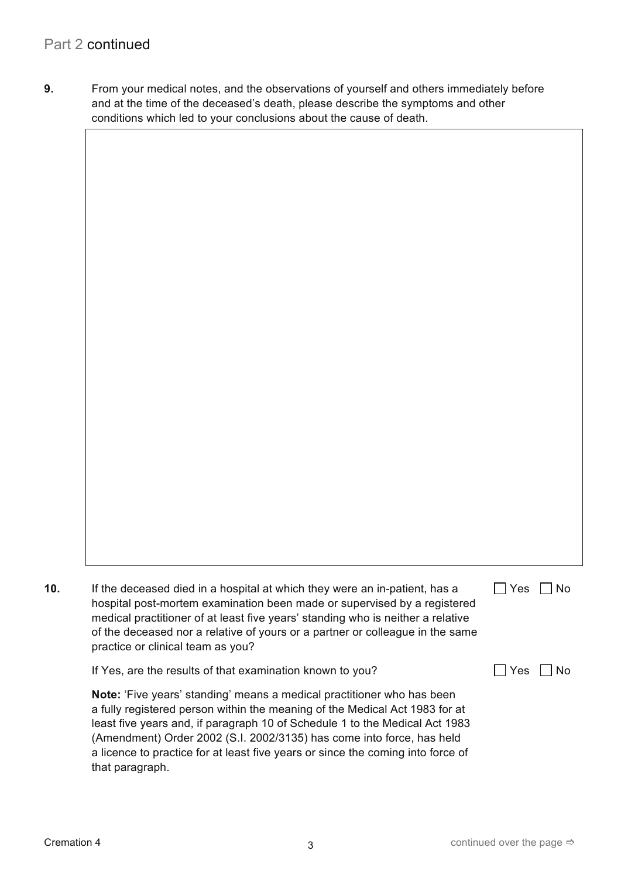## Part 2 continued

**9.** From your medical notes, and the observations of yourself and others immediately before and at the time of the deceased's death, please describe the symptoms and other conditions which led to your conclusions about the cause of death.

**10.** If the deceased died in a hospital at which they were an in-patient, has a hospital post-mortem examination been made or supervised by a registered medical practitioner of at least five years' standing who is neither a relative of the deceased nor a relative of yours or a partner or colleague in the same practice or clinical team as you? ☐ Yes ☐ No

If Yes, are the results of that examination known to you? ☐ Yes ☐ No

**Note:** 'Five years' standing' means a medical practitioner who has been a fully registered person within the meaning of the Medical Act 1983 for at least five years and, if paragraph 10 of Schedule 1 to the Medical Act 1983 (Amendment) Order 2002 (S.I. 2002/3135) has come into force, has held a licence to practice for at least five years or since the coming into force of that paragraph.

continued over the page ⇨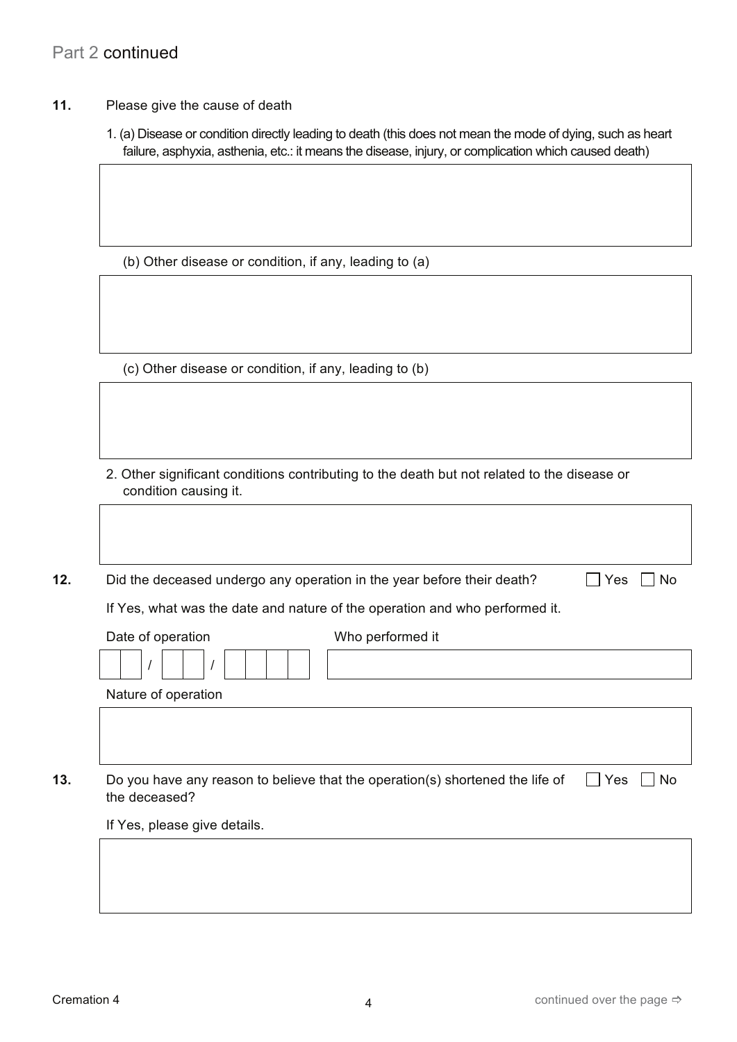## Part 2 continued

**11.** Please give the cause of death

1. (a) Disease or condition directly leading to death (this does not mean the mode of dying, such as heart failure, asphyxia, asthenia, etc.: it means the disease, injury, or complication which caused death)

   (b) Other disease or condition, if any, leading to (a)

   (c) Other disease or condition, if any, leading to (b)

2. Other significant conditions contributing to the death but not related to the disease or condition causing it.

**12.** Did the deceased undergo any operation in the year before their death? ☐ Yes ☐ No

If Yes, what was the date and nature of the operation and who performed it.

Date of operation &nbsp;&nbsp; __ __ / __ __ / __ __ __ __

Who performed it

Nature of operation

**13.** Do you have any reason to believe that the operation(s) shortened the life of the deceased? ☐ Yes ☐ No

If Yes, please give details.

Cremation 4

continued over the page ⇨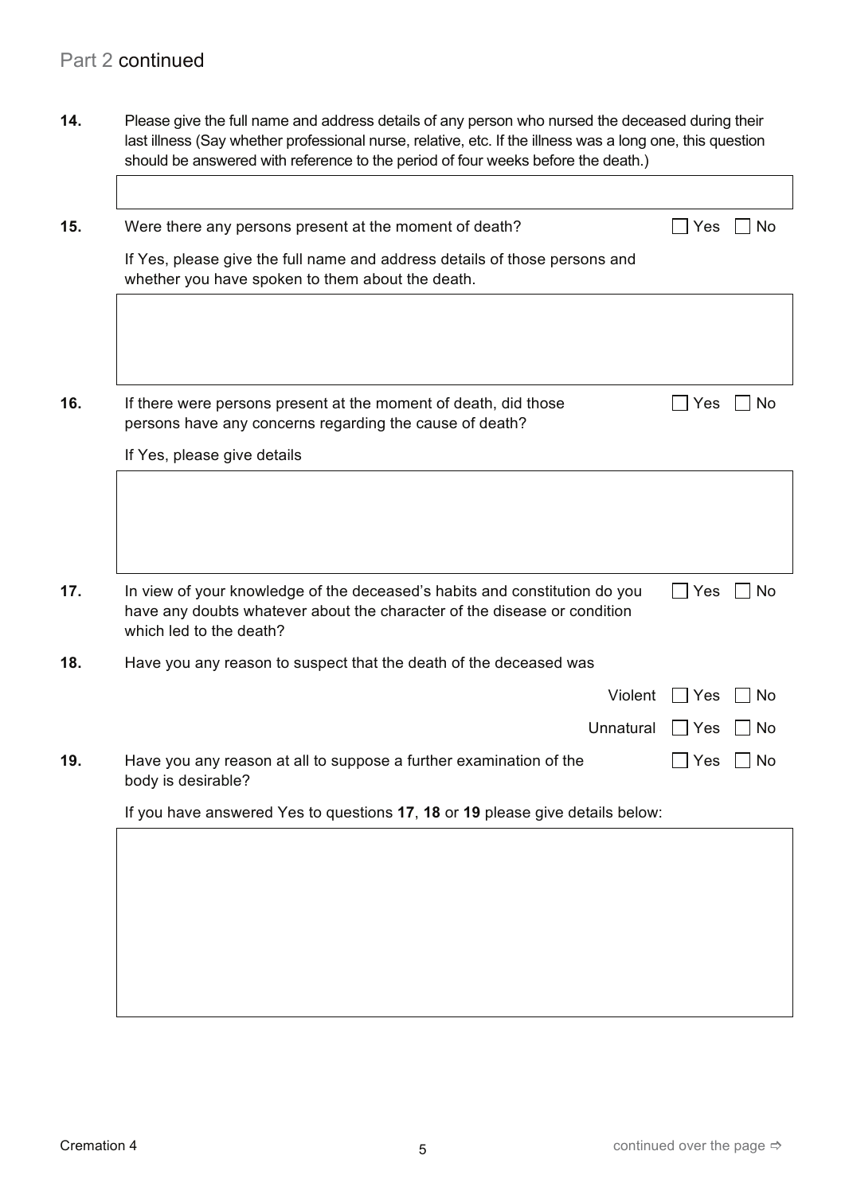## Part 2 continued

**14.** Please give the full name and address details of any person who nursed the deceased during their last illness (Say whether professional nurse, relative, etc. If the illness was a long one, this question should be answered with reference to the period of four weeks before the death.)

**15.** Were there any persons present at the moment of death? ☐ Yes ☐ No

If Yes, please give the full name and address details of those persons and whether you have spoken to them about the death.

**16.** If there were persons present at the moment of death, did those persons have any concerns regarding the cause of death? ☐ Yes ☐ No

If Yes, please give details

**17.** In view of your knowledge of the deceased's habits and constitution do you have any doubts whatever about the character of the disease or condition which led to the death? ☐ Yes ☐ No

**18.** Have you any reason to suspect that the death of the deceased was

Violent ☐ Yes ☐ No

Unnatural ☐ Yes ☐ No

**19.** Have you any reason at all to suppose a further examination of the body is desirable? ☐ Yes ☐ No

If you have answered Yes to questions **17**, **18** or **19** please give details below: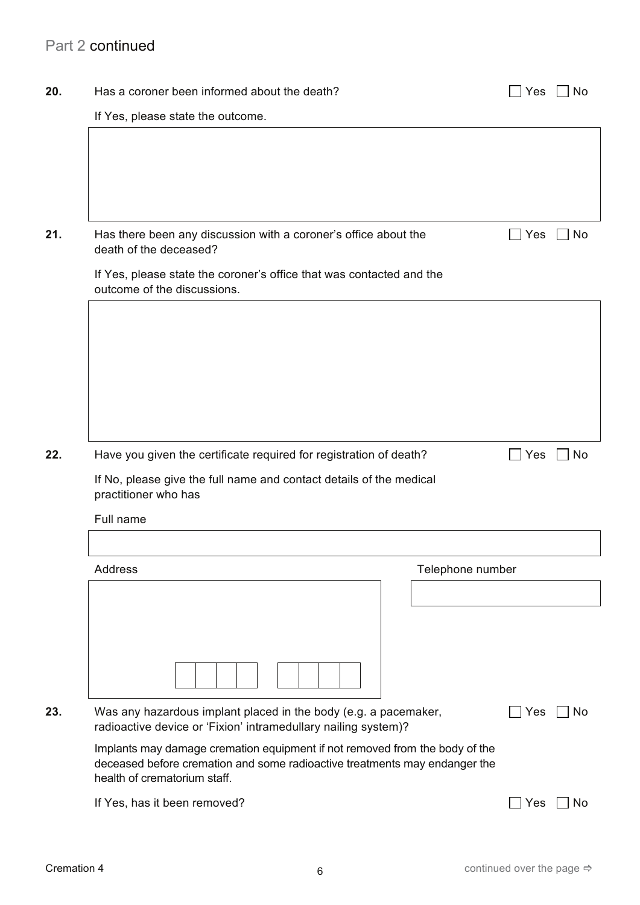## Part 2 continued

**20.** Has a coroner been informed about the death? ☐ Yes ☐ No

If Yes, please state the outcome.

**21.** Has there been any discussion with a coroner's office about the death of the deceased? ☐ Yes ☐ No

If Yes, please state the coroner's office that was contacted and the outcome of the discussions.

**22.** Have you given the certificate required for registration of death? ☐ Yes ☐ No

If No, please give the full name and contact details of the medical practitioner who has

Full name

Address

Telephone number

**23.** Was any hazardous implant placed in the body (e.g. a pacemaker, radioactive device or 'Fixion' intramedullary nailing system)? ☐ Yes ☐ No

Implants may damage cremation equipment if not removed from the body of the deceased before cremation and some radioactive treatments may endanger the health of crematorium staff.

If Yes, has it been removed? ☐ Yes ☐ No

Cremation 4

continued over the page ⇨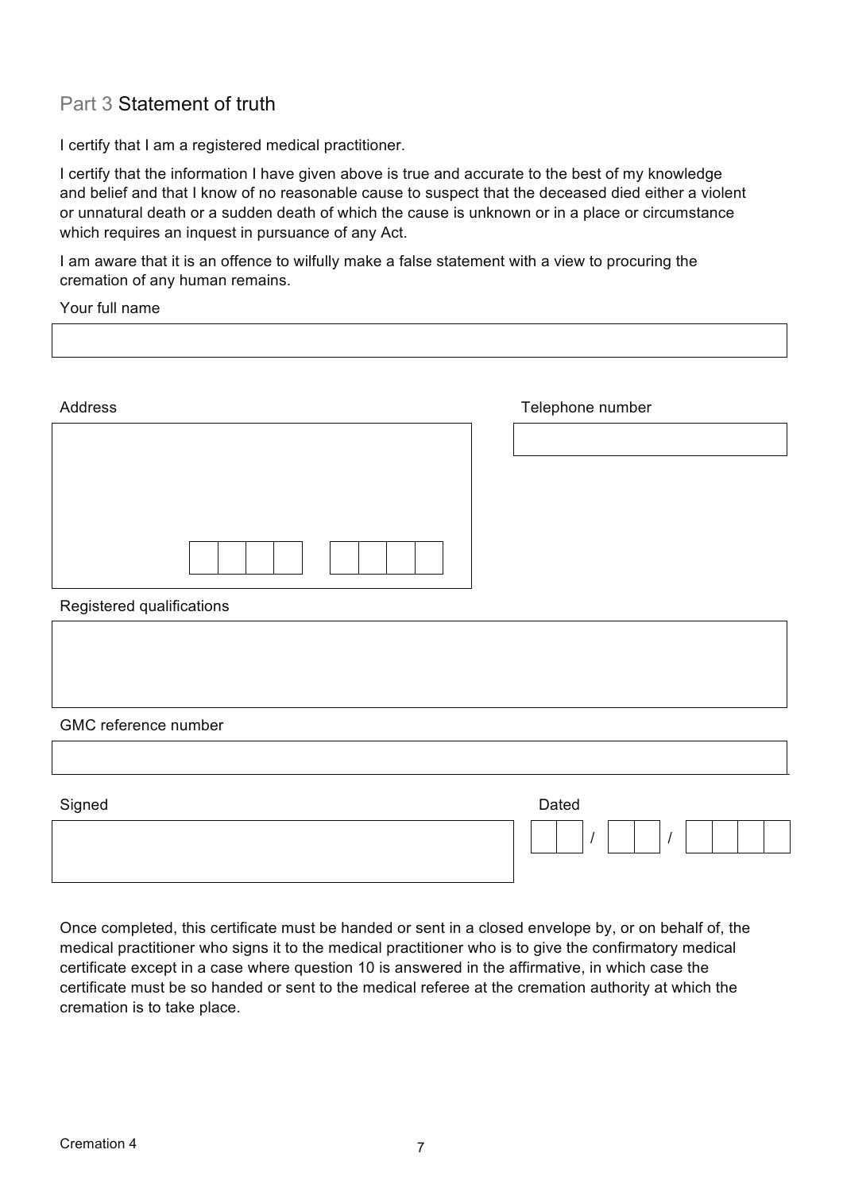## Part 3 Statement of truth

I certify that I am a registered medical practitioner.

I certify that the information I have given above is true and accurate to the best of my knowledge and belief and that I know of no reasonable cause to suspect that the deceased died either a violent or unnatural death or a sudden death of which the cause is unknown or in a place or circumstance which requires an inquest in pursuance of any Act.

I am aware that it is an offence to wilfully make a false statement with a view to procuring the cremation of any human remains.

Your full name

Address

Telephone number

Registered qualifications

GMC reference number

Signed

Dated

/ /

Once completed, this certificate must be handed or sent in a closed envelope by, or on behalf of, the medical practitioner who signs it to the medical practitioner who is to give the confirmatory medical certificate except in a case where question 10 is answered in the affirmative, in which case the certificate must be so handed or sent to the medical referee at the cremation authority at which the cremation is to take place.

Cremation 4